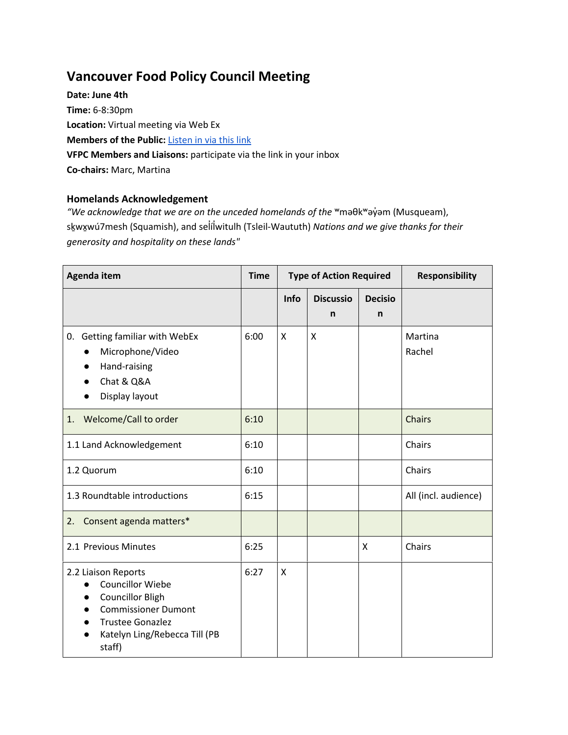# Vancouver Food Policy Council Meeting

**Date: June 4th**
**Time:** 6-8:30pm
**Location:** Virtual meeting via Web Ex
**Members of the Public:** [Listen in via this link]
**VFPC Members and Liaisons:** participate via the link in your inbox
**Co-chairs:** Marc, Martina

### Homelands Acknowledgement

*"We acknowledge that we are on the unceded homelands of the* ʷməθkʷəy̓əm (Musqueam), sḵwx̱wú7mesh (Squamish), and səl̓ílwitulh (Tsleil-Waututh) *Nations and we give thanks for their generosity and hospitality on these lands"*

| Agenda item | Time | Type of Action Required | | | Responsibility |
|---|---|---|---|---|---|
| | | Info | Discussion | Decision | |
| 0. Getting familiar with WebEx<br>● Microphone/Video<br>● Hand-raising<br>● Chat & Q&A<br>● Display layout | 6:00 | X | X | | Martina<br>Rachel |
| 1. Welcome/Call to order | 6:10 | | | | Chairs |
| 1.1 Land Acknowledgement | 6:10 | | | | Chairs |
| 1.2 Quorum | 6:10 | | | | Chairs |
| 1.3 Roundtable introductions | 6:15 | | | | All (incl. audience) |
| 2. Consent agenda matters* | | | | | |
| 2.1 Previous Minutes | 6:25 | | | X | Chairs |
| 2.2 Liaison Reports<br>● Councillor Wiebe<br>● Councillor Bligh<br>● Commissioner Dumont<br>● Trustee Gonazlez<br>● Katelyn Ling/Rebecca Till (PB staff) | 6:27 | X | | | |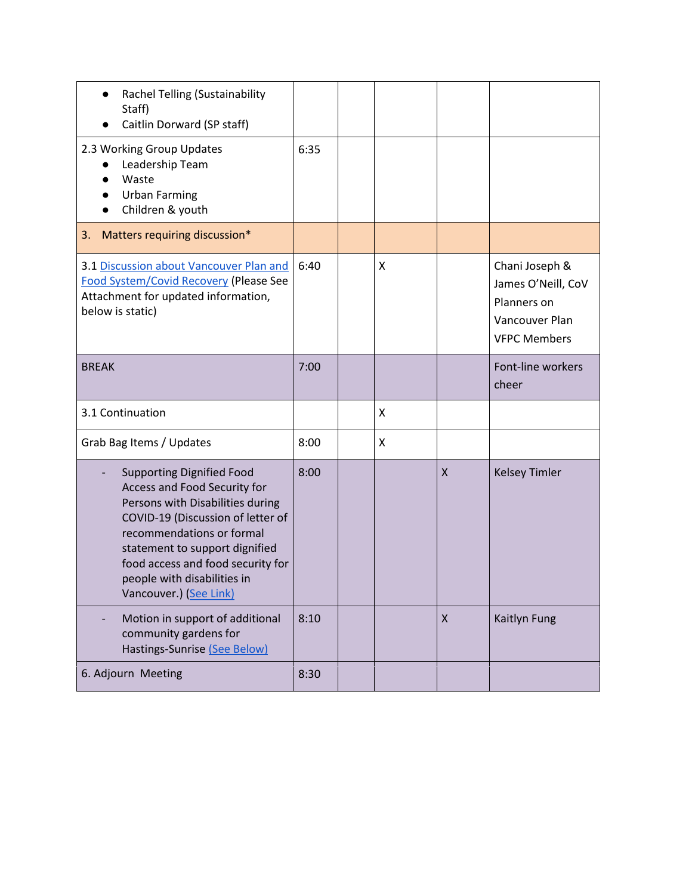| | | | | | |
|---|---|---|---|---|---|
| • Rachel Telling (Sustainability Staff)<br>• Caitlin Dorward (SP staff) | | | | | |
| 2.3 Working Group Updates<br>• Leadership Team<br>• Waste<br>• Urban Farming<br>• Children & youth | 6:35 | | | | |
| 3. Matters requiring discussion* | | | | | |
| 3.1 Discussion about Vancouver Plan and Food System/Covid Recovery (Please See Attachment for updated information, below is static) | 6:40 | | X | | Chani Joseph & James O'Neill, CoV Planners on Vancouver Plan<br>VFPC Members |
| BREAK | 7:00 | | | | Font-line workers cheer |
| 3.1 Continuation | | | X | | |
| Grab Bag Items / Updates | 8:00 | | X | | |
| - Supporting Dignified Food Access and Food Security for Persons with Disabilities during COVID-19 (Discussion of letter of recommendations or formal statement to support dignified food access and food security for people with disabilities in Vancouver.) (See Link) | 8:00 | | | X | Kelsey Timler |
| - Motion in support of additional community gardens for Hastings-Sunrise (See Below) | 8:10 | | | X | Kaitlyn Fung |
| 6. Adjourn Meeting | 8:30 | | | | |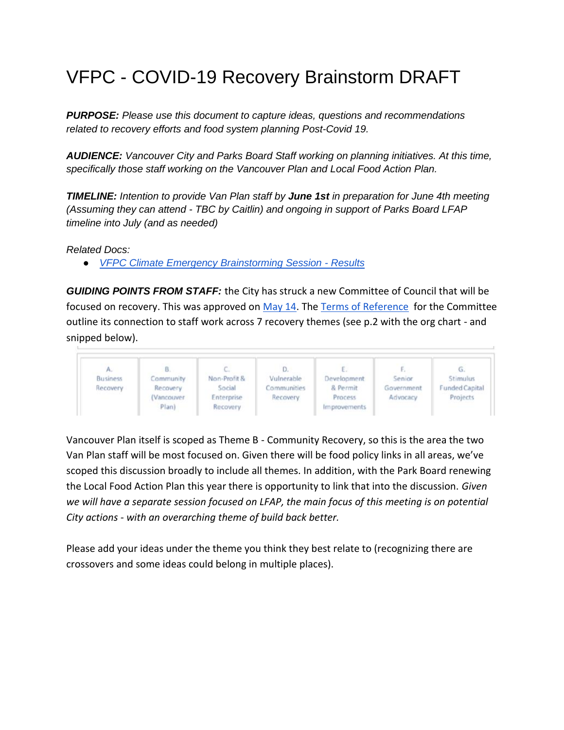# VFPC - COVID-19 Recovery Brainstorm DRAFT

***PURPOSE:*** *Please use this document to capture ideas, questions and recommendations related to recovery efforts and food system planning Post-Covid 19.*

***AUDIENCE:*** *Vancouver City and Parks Board Staff working on planning initiatives. At this time, specifically those staff working on the Vancouver Plan and Local Food Action Plan.*

***TIMELINE:*** *Intention to provide Van Plan staff by **June 1st** in preparation for June 4th meeting (Assuming they can attend - TBC by Caitlin) and ongoing in support of Parks Board LFAP timeline into July (and as needed)*

*Related Docs:*

- *VFPC Climate Emergency Brainstorming Session - Results*

***GUIDING POINTS FROM STAFF:*** the City has struck a new Committee of Council that will be focused on recovery. This was approved on May 14. The Terms of Reference for the Committee outline its connection to staff work across 7 recovery themes (see p.2 with the org chart - and snipped below).

| A. Business Recovery | B. Community Recovery (Vancouver Plan) | C. Non-Profit & Social Enterprise Recovery | D. Vulnerable Communities Recovery | E. Development & Permit Process Improvements | F. Senior Government Advocacy | G. Stimulus Funded Capital Projects |
|---|---|---|---|---|---|---|

Vancouver Plan itself is scoped as Theme B - Community Recovery, so this is the area the two Van Plan staff will be most focused on. Given there will be food policy links in all areas, we've scoped this discussion broadly to include all themes. In addition, with the Park Board renewing the Local Food Action Plan this year there is opportunity to link that into the discussion. *Given we will have a separate session focused on LFAP, the main focus of this meeting is on potential City actions - with an overarching theme of build back better.*

Please add your ideas under the theme you think they best relate to (recognizing there are crossovers and some ideas could belong in multiple places).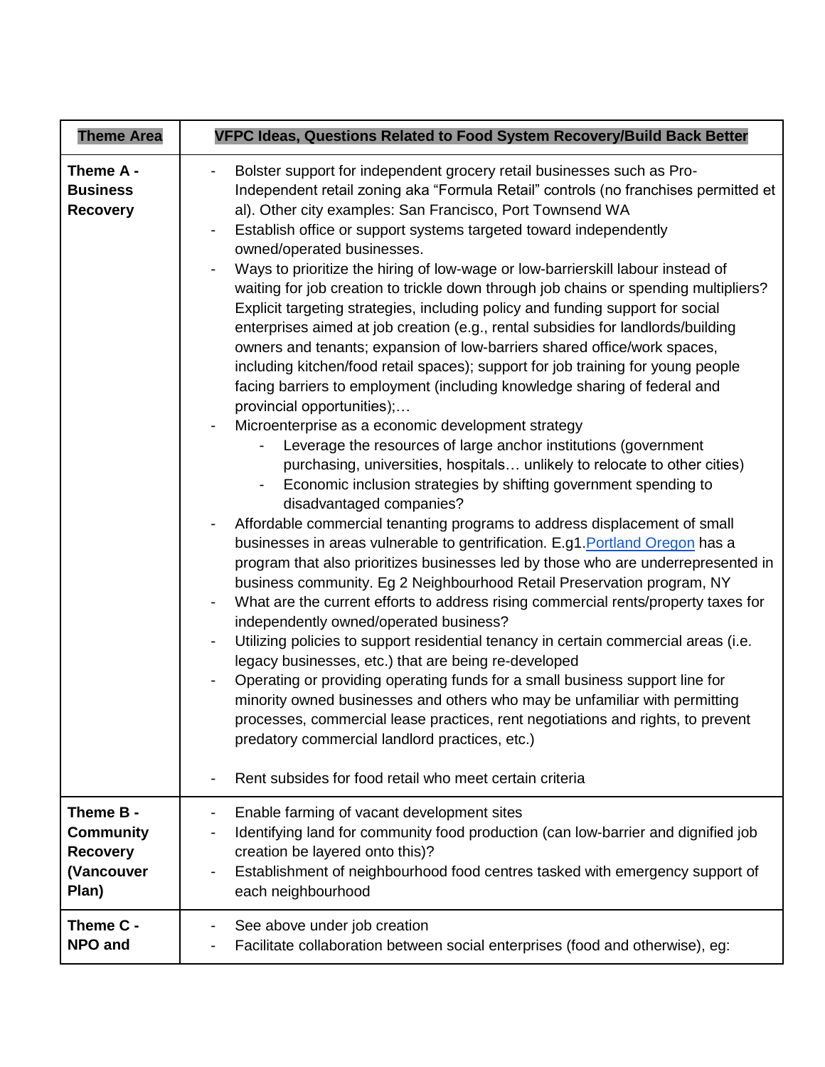| Theme Area | VFPC Ideas, Questions Related to Food System Recovery/Build Back Better |
|---|---|
| **Theme A - Business Recovery** | - Bolster support for independent grocery retail businesses such as Pro-Independent retail zoning aka "Formula Retail" controls (no franchises permitted et al). Other city examples: San Francisco, Port Townsend WA<br>- Establish office or support systems targeted toward independently owned/operated businesses.<br>- Ways to prioritize the hiring of low-wage or low-barrierskill labour instead of waiting for job creation to trickle down through job chains or spending multipliers? Explicit targeting strategies, including policy and funding support for social enterprises aimed at job creation (e.g., rental subsidies for landlords/building owners and tenants; expansion of low-barriers shared office/work spaces, including kitchen/food retail spaces); support for job training for young people facing barriers to employment (including knowledge sharing of federal and provincial opportunities);…<br>- Microenterprise as a economic development strategy<br>&nbsp;&nbsp;&nbsp;&nbsp;- Leverage the resources of large anchor institutions (government purchasing, universities, hospitals… unlikely to relocate to other cities)<br>&nbsp;&nbsp;&nbsp;&nbsp;- Economic inclusion strategies by shifting government spending to disadvantaged companies?<br>- Affordable commercial tenanting programs to address displacement of small businesses in areas vulnerable to gentrification. E.g1.Portland Oregon has a program that also prioritizes businesses led by those who are underrepresented in business community. Eg 2 Neighbourhood Retail Preservation program, NY<br>- What are the current efforts to address rising commercial rents/property taxes for independently owned/operated business?<br>- Utilizing policies to support residential tenancy in certain commercial areas (i.e. legacy businesses, etc.) that are being re-developed<br>- Operating or providing operating funds for a small business support line for minority owned businesses and others who may be unfamiliar with permitting processes, commercial lease practices, rent negotiations and rights, to prevent predatory commercial landlord practices, etc.)<br><br>- Rent subsides for food retail who meet certain criteria |
| **Theme B - Community Recovery (Vancouver Plan)** | - Enable farming of vacant development sites<br>- Identifying land for community food production (can low-barrier and dignified job creation be layered onto this)?<br>- Establishment of neighbourhood food centres tasked with emergency support of each neighbourhood |
| **Theme C - NPO and** | - See above under job creation<br>- Facilitate collaboration between social enterprises (food and otherwise), eg: |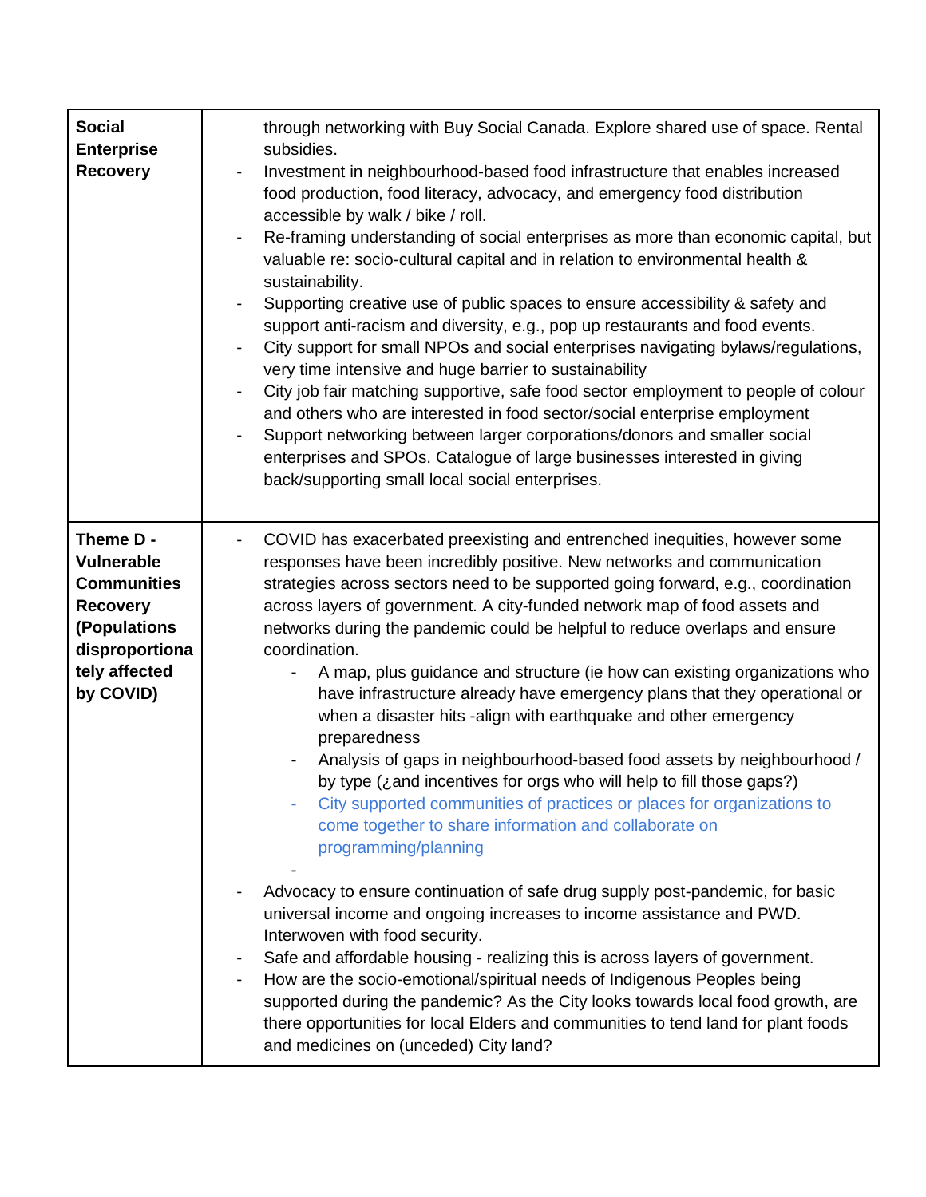| | |
|---|---|
| **Social Enterprise Recovery** | through networking with Buy Social Canada. Explore shared use of space. Rental subsidies.<br>- Investment in neighbourhood-based food infrastructure that enables increased food production, food literacy, advocacy, and emergency food distribution accessible by walk / bike / roll.<br>- Re-framing understanding of social enterprises as more than economic capital, but valuable re: socio-cultural capital and in relation to environmental health & sustainability.<br>- Supporting creative use of public spaces to ensure accessibility & safety and support anti-racism and diversity, e.g., pop up restaurants and food events.<br>- City support for small NPOs and social enterprises navigating bylaws/regulations, very time intensive and huge barrier to sustainability<br>- City job fair matching supportive, safe food sector employment to people of colour and others who are interested in food sector/social enterprise employment<br>- Support networking between larger corporations/donors and smaller social enterprises and SPOs. Catalogue of large businesses interested in giving back/supporting small local social enterprises. |
| **Theme D - Vulnerable Communities Recovery (Populations disproportionately affected by COVID)** | - COVID has exacerbated preexisting and entrenched inequities, however some responses have been incredibly positive. New networks and communication strategies across sectors need to be supported going forward, e.g., coordination across layers of government. A city-funded network map of food assets and networks during the pandemic could be helpful to reduce overlaps and ensure coordination.<br>&nbsp;&nbsp;&nbsp;&nbsp;- A map, plus guidance and structure (ie how can existing organizations who have infrastructure already have emergency plans that they operational or when a disaster hits -align with earthquake and other emergency preparedness<br>&nbsp;&nbsp;&nbsp;&nbsp;- Analysis of gaps in neighbourhood-based food assets by neighbourhood / by type (¿and incentives for orgs who will help to fill those gaps?)<br>&nbsp;&nbsp;&nbsp;&nbsp;- City supported communities of practices or places for organizations to come together to share information and collaborate on programming/planning<br>&nbsp;&nbsp;&nbsp;&nbsp;-<br>- Advocacy to ensure continuation of safe drug supply post-pandemic, for basic universal income and ongoing increases to income assistance and PWD. Interwoven with food security.<br>- Safe and affordable housing - realizing this is across layers of government.<br>- How are the socio-emotional/spiritual needs of Indigenous Peoples being supported during the pandemic? As the City looks towards local food growth, are there opportunities for local Elders and communities to tend land for plant foods and medicines on (unceded) City land? |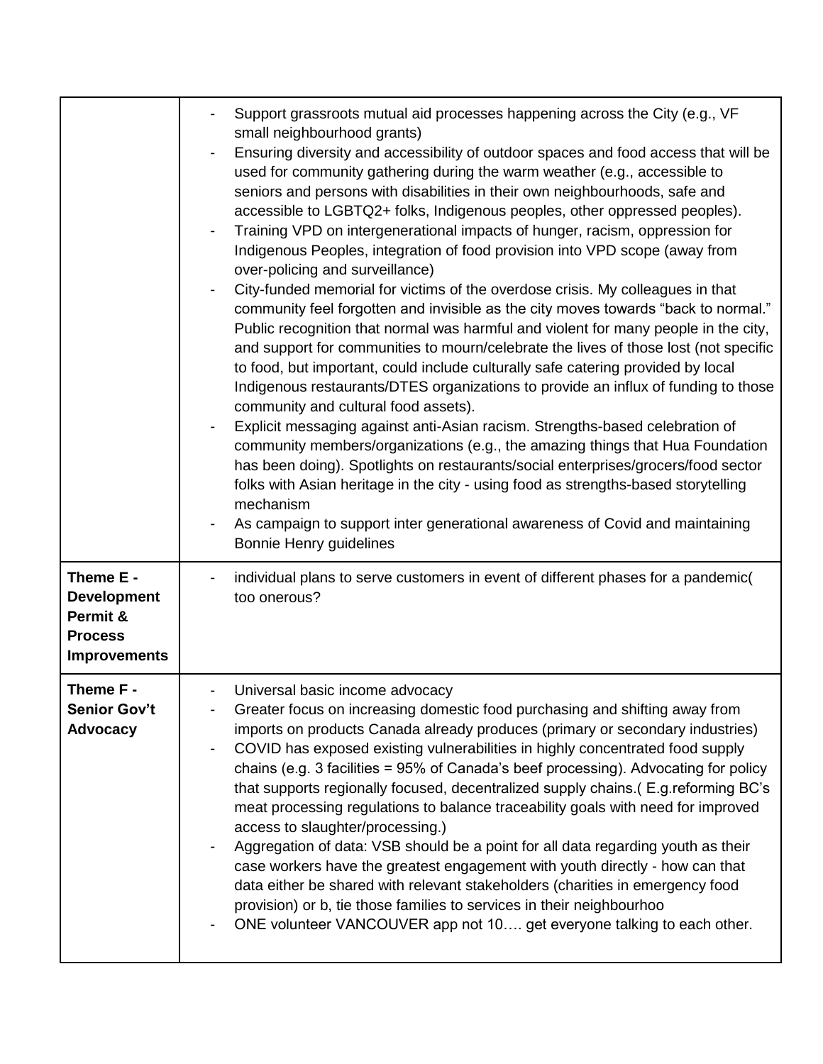| | |
|---|---|
| | - Support grassroots mutual aid processes happening across the City (e.g., VF small neighbourhood grants)<br>- Ensuring diversity and accessibility of outdoor spaces and food access that will be used for community gathering during the warm weather (e.g., accessible to seniors and persons with disabilities in their own neighbourhoods, safe and accessible to LGBTQ2+ folks, Indigenous peoples, other oppressed peoples).<br>- Training VPD on intergenerational impacts of hunger, racism, oppression for Indigenous Peoples, integration of food provision into VPD scope (away from over-policing and surveillance)<br>- City-funded memorial for victims of the overdose crisis. My colleagues in that community feel forgotten and invisible as the city moves towards "back to normal." Public recognition that normal was harmful and violent for many people in the city, and support for communities to mourn/celebrate the lives of those lost (not specific to food, but important, could include culturally safe catering provided by local Indigenous restaurants/DTES organizations to provide an influx of funding to those community and cultural food assets).<br>- Explicit messaging against anti-Asian racism. Strengths-based celebration of community members/organizations (e.g., the amazing things that Hua Foundation has been doing). Spotlights on restaurants/social enterprises/grocers/food sector folks with Asian heritage in the city - using food as strengths-based storytelling mechanism<br>- As campaign to support inter generational awareness of Covid and maintaining Bonnie Henry guidelines |
| **Theme E - Development Permit & Process Improvements** | - individual plans to serve customers in event of different phases for a pandemic( too onerous? |
| **Theme F - Senior Gov't Advocacy** | - Universal basic income advocacy<br>- Greater focus on increasing domestic food purchasing and shifting away from imports on products Canada already produces (primary or secondary industries)<br>- COVID has exposed existing vulnerabilities in highly concentrated food supply chains (e.g. 3 facilities = 95% of Canada's beef processing). Advocating for policy that supports regionally focused, decentralized supply chains.( E.g.reforming BC's meat processing regulations to balance traceability goals with need for improved access to slaughter/processing.)<br>- Aggregation of data: VSB should be a point for all data regarding youth as their case workers have the greatest engagement with youth directly - how can that data either be shared with relevant stakeholders (charities in emergency food provision) or b, tie those families to services in their neighbourhoo<br>- ONE volunteer VANCOUVER app not 10…. get everyone talking to each other. |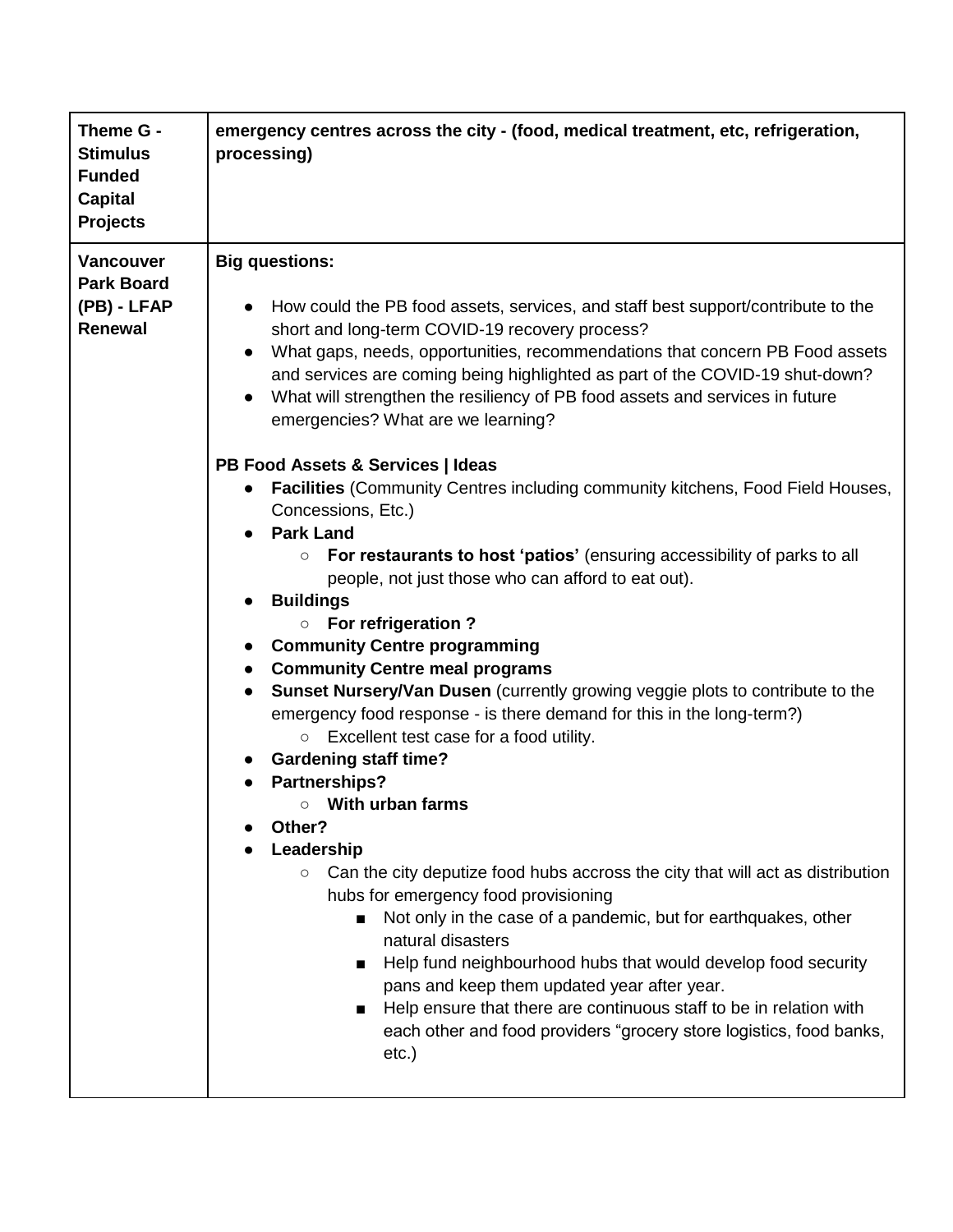| **Theme G - Stimulus Funded Capital Projects** | **emergency centres across the city - (food, medical treatment, etc, refrigeration, processing)** |
| --- | --- |
| **Vancouver Park Board (PB) - LFAP Renewal** | **Big questions:**<br><br>• How could the PB food assets, services, and staff best support/contribute to the short and long-term COVID-19 recovery process?<br>• What gaps, needs, opportunities, recommendations that concern PB Food assets and services are coming being highlighted as part of the COVID-19 shut-down?<br>• What will strengthen the resiliency of PB food assets and services in future emergencies? What are we learning?<br><br>**PB Food Assets & Services \| Ideas**<br>• **Facilities** (Community Centres including community kitchens, Food Field Houses, Concessions, Etc.)<br>• **Park Land**<br>&nbsp;&nbsp;&nbsp;&nbsp;○ **For restaurants to host 'patios'** (ensuring accessibility of parks to all people, not just those who can afford to eat out).<br>• **Buildings**<br>&nbsp;&nbsp;&nbsp;&nbsp;○ **For refrigeration ?**<br>• **Community Centre programming**<br>• **Community Centre meal programs**<br>• **Sunset Nursery/Van Dusen** (currently growing veggie plots to contribute to the emergency food response - is there demand for this in the long-term?)<br>&nbsp;&nbsp;&nbsp;&nbsp;○ Excellent test case for a food utility.<br>• **Gardening staff time?**<br>• **Partnerships?**<br>&nbsp;&nbsp;&nbsp;&nbsp;○ **With urban farms**<br>• **Other?**<br>• **Leadership**<br>&nbsp;&nbsp;&nbsp;&nbsp;○ Can the city deputize food hubs accross the city that will act as distribution hubs for emergency food provisioning<br>&nbsp;&nbsp;&nbsp;&nbsp;&nbsp;&nbsp;&nbsp;&nbsp;■ Not only in the case of a pandemic, but for earthquakes, other natural disasters<br>&nbsp;&nbsp;&nbsp;&nbsp;&nbsp;&nbsp;&nbsp;&nbsp;■ Help fund neighbourhood hubs that would develop food security pans and keep them updated year after year.<br>&nbsp;&nbsp;&nbsp;&nbsp;&nbsp;&nbsp;&nbsp;&nbsp;■ Help ensure that there are continuous staff to be in relation with each other and food providers "grocery store logistics, food banks, etc.) |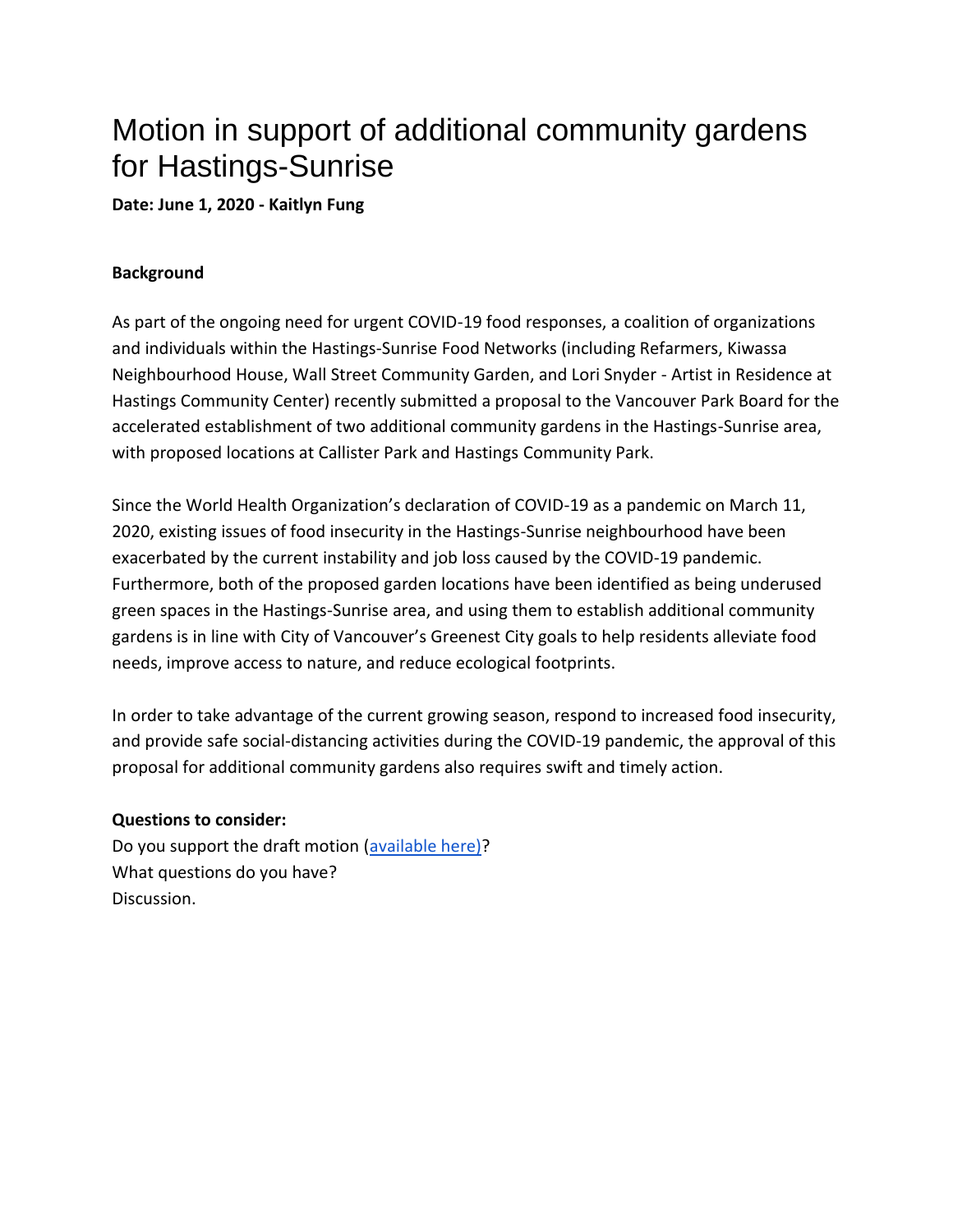# Motion in support of additional community gardens for Hastings-Sunrise

**Date: June 1, 2020 - Kaitlyn Fung**

**Background**

As part of the ongoing need for urgent COVID-19 food responses, a coalition of organizations and individuals within the Hastings-Sunrise Food Networks (including Refarmers, Kiwassa Neighbourhood House, Wall Street Community Garden, and Lori Snyder - Artist in Residence at Hastings Community Center) recently submitted a proposal to the Vancouver Park Board for the accelerated establishment of two additional community gardens in the Hastings-Sunrise area, with proposed locations at Callister Park and Hastings Community Park.

Since the World Health Organization's declaration of COVID-19 as a pandemic on March 11, 2020, existing issues of food insecurity in the Hastings-Sunrise neighbourhood have been exacerbated by the current instability and job loss caused by the COVID-19 pandemic. Furthermore, both of the proposed garden locations have been identified as being underused green spaces in the Hastings-Sunrise area, and using them to establish additional community gardens is in line with City of Vancouver's Greenest City goals to help residents alleviate food needs, improve access to nature, and reduce ecological footprints.

In order to take advantage of the current growing season, respond to increased food insecurity, and provide safe social-distancing activities during the COVID-19 pandemic, the approval of this proposal for additional community gardens also requires swift and timely action.

**Questions to consider:**

Do you support the draft motion (available here)?
What questions do you have?
Discussion.